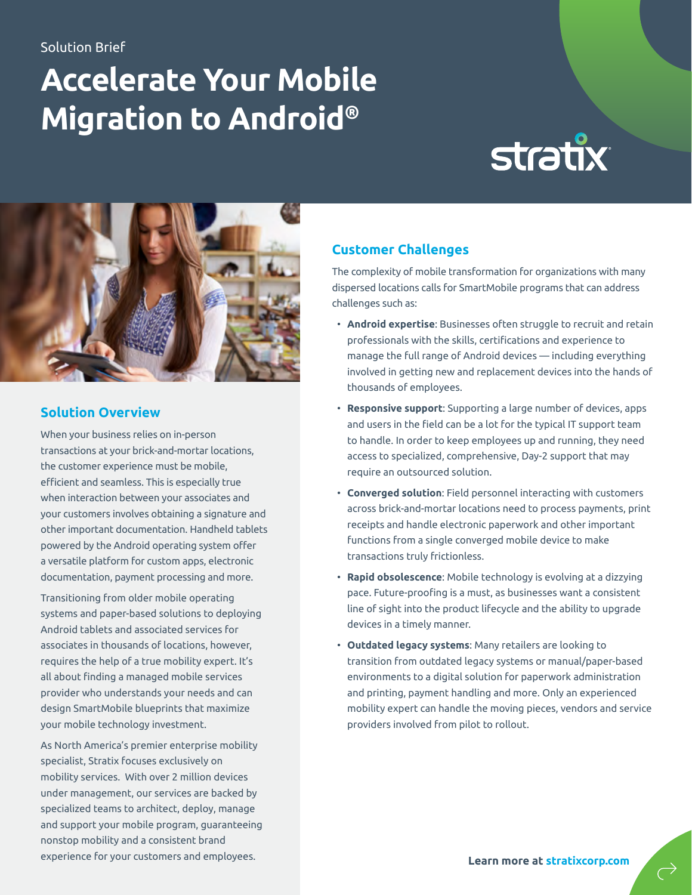Solution Brief

# Accelerate Your Mobile Migration to Android®

stratix

## Solution Overview

When your business relies on in-person transactions at your brick-and-mortar locations, the customer experience must be mobile, efficient and seamless. This is especially true when interaction between your associates and your customers involves obtaining a signature and other important documentation. Handheld tablets powered by the Android operating system offer a versatile platform for custom apps, electronic documentation, payment processing and more.

Transitioning from older mobile operating systems and paper-based solutions to deploying Android tablets and associated services for associates in thousands of locations, however, requires the help of a true mobility expert. It's all about finding a managed mobile services provider who understands your needs and can design SmartMobile blueprints that maximize your mobile technology investment.

As North America's premier enterprise mobility specialist, Stratix focuses exclusively on mobility services. With over 2 million devices under management, our services are backed by specialized teams to architect, deploy, manage and support your mobile program, guaranteeing nonstop mobility and a consistent brand experience for your customers and employees.

## Customer Challenges

The complexity of mobile transformation for organizations with many dispersed locations calls for SmartMobile programs that can address challenges such as:

- **Android expertise**: Businesses often struggle to recruit and retain professionals with the skills, certifications and experience to manage the full range of Android devices — including everything involved in getting new and replacement devices into the hands of thousands of employees.
- **Responsive support**: Supporting a large number of devices, apps and users in the field can be a lot for the typical IT support team to handle. In order to keep employees up and running, they need access to specialized, comprehensive, Day-2 support that may require an outsourced solution.
- **Converged solution**: Field personnel interacting with customers across brick-and-mortar locations need to process payments, print receipts and handle electronic paperwork and other important functions from a single converged mobile device to make transactions truly frictionless.
- **Rapid obsolescence**: Mobile technology is evolving at a dizzying pace. Future-proofing is a must, as businesses want a consistent line of sight into the product lifecycle and the ability to upgrade devices in a timely manner.
- **Outdated legacy systems**: Many retailers are looking to transition from outdated legacy systems or manual/paper-based environments to a digital solution for paperwork administration and printing, payment handling and more. Only an experienced mobility expert can handle the moving pieces, vendors and service providers involved from pilot to rollout.

**Learn more at stratixcorp.com**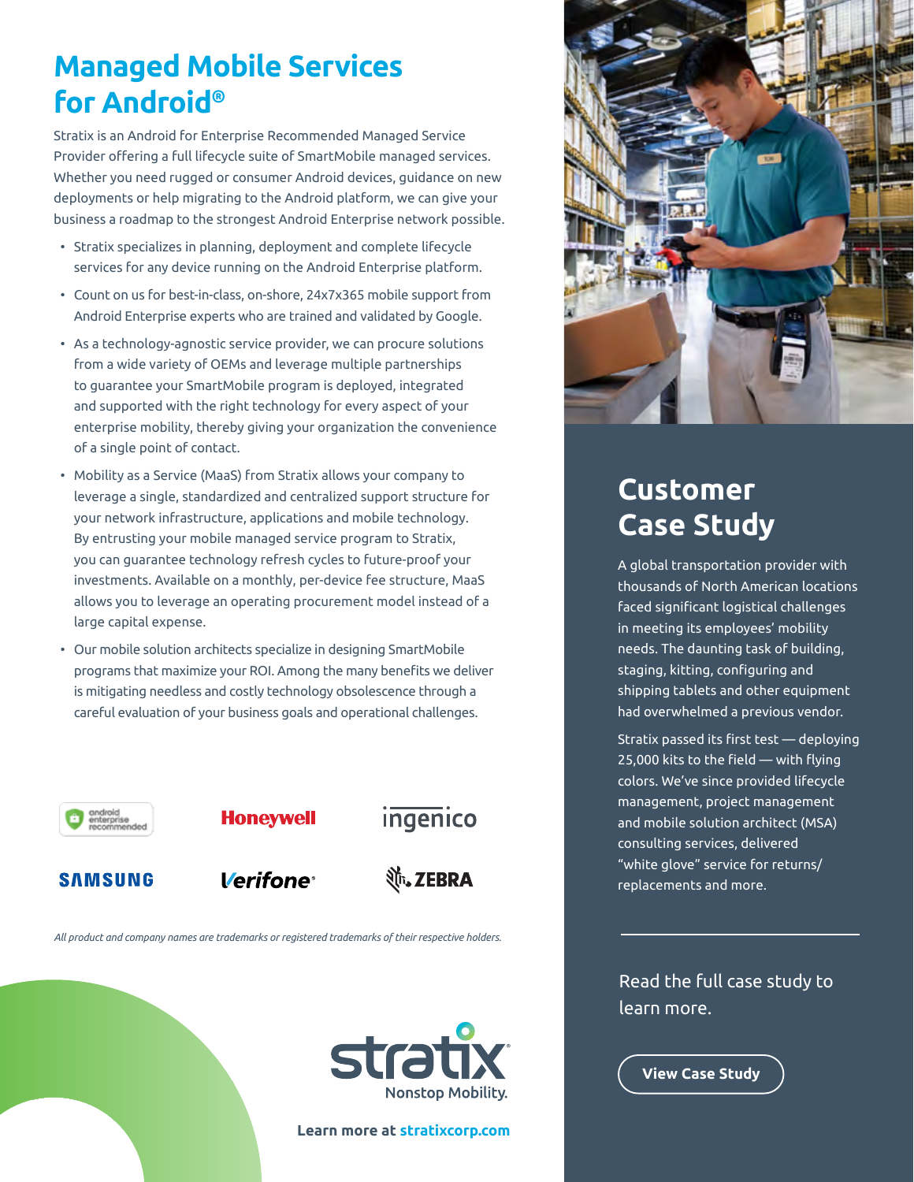# Managed Mobile Services for Android®

Stratix is an Android for Enterprise Recommended Managed Service Provider offering a full lifecycle suite of SmartMobile managed services. Whether you need rugged or consumer Android devices, guidance on new deployments or help migrating to the Android platform, we can give your business a roadmap to the strongest Android Enterprise network possible.

- Stratix specializes in planning, deployment and complete lifecycle services for any device running on the Android Enterprise platform.
- Count on us for best-in-class, on-shore, 24x7x365 mobile support from Android Enterprise experts who are trained and validated by Google.
- As a technology-agnostic service provider, we can procure solutions from a wide variety of OEMs and leverage multiple partnerships to guarantee your SmartMobile program is deployed, integrated and supported with the right technology for every aspect of your enterprise mobility, thereby giving your organization the convenience of a single point of contact.
- Mobility as a Service (MaaS) from Stratix allows your company to leverage a single, standardized and centralized support structure for your network infrastructure, applications and mobile technology. By entrusting your mobile managed service program to Stratix, you can guarantee technology refresh cycles to future-proof your investments. Available on a monthly, per-device fee structure, MaaS allows you to leverage an operating procurement model instead of a large capital expense.
- Our mobile solution architects specialize in designing SmartMobile programs that maximize your ROI. Among the many benefits we deliver is mitigating needless and costly technology obsolescence through a careful evaluation of your business goals and operational challenges.

android enterprise recommended

Honeywell

ingenico

SAMSUNG

Verifone

ZEBRA

*All product and company names are trademarks or registered trademarks of their respective holders.*

stratix Nonstop Mobility.

**Learn more at stratixcorp.com**

## Customer Case Study

A global transportation provider with thousands of North American locations faced significant logistical challenges in meeting its employees' mobility needs. The daunting task of building, staging, kitting, configuring and shipping tablets and other equipment had overwhelmed a previous vendor.

Stratix passed its first test — deploying 25,000 kits to the field — with flying colors. We've since provided lifecycle management, project management and mobile solution architect (MSA) consulting services, delivered "white glove" service for returns/ replacements and more.

Read the full case study to learn more.

**View Case Study**